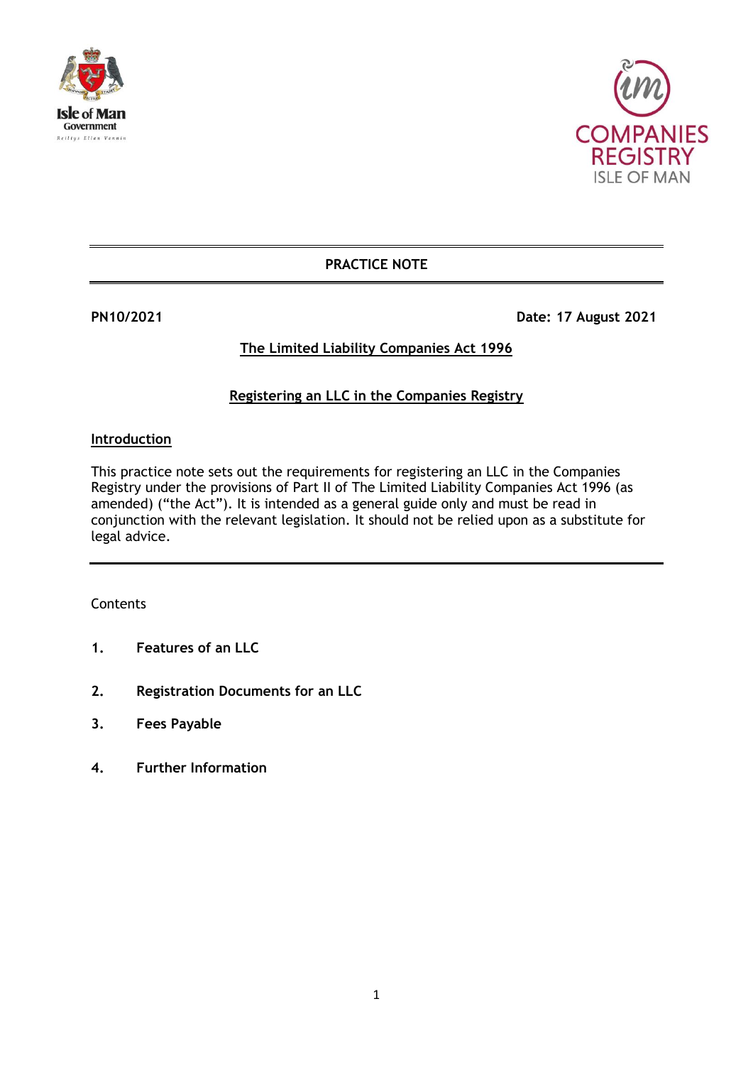**PRACTICE NOTE**

**PN10/2021** **Date: 17 August 2021**

# The Limited Liability Companies Act 1996

## Registering an LLC in the Companies Registry

### Introduction

This practice note sets out the requirements for registering an LLC in the Companies Registry under the provisions of Part II of The Limited Liability Companies Act 1996 (as amended) ("the Act"). It is intended as a general guide only and must be read in conjunction with the relevant legislation. It should not be relied upon as a substitute for legal advice.

---

Contents

1. **Features of an LLC**
2. **Registration Documents for an LLC**
3. **Fees Payable**
4. **Further Information**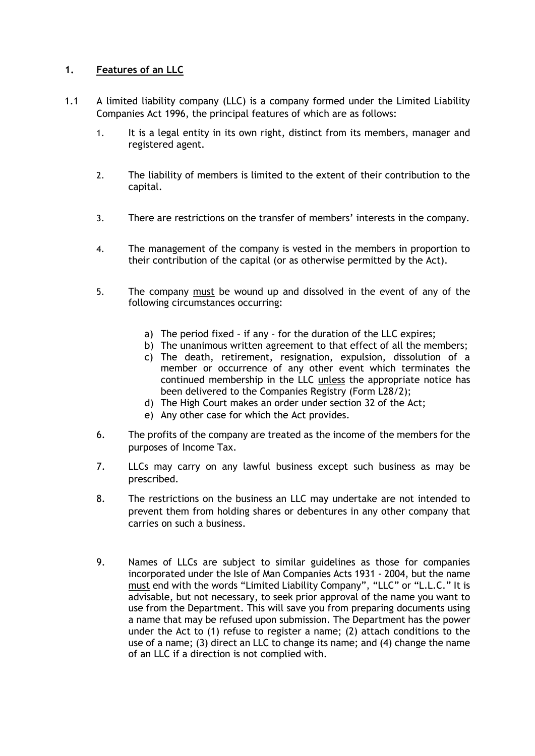## 1. <u>Features of an LLC</u>

1.1 A limited liability company (LLC) is a company formed under the Limited Liability Companies Act 1996, the principal features of which are as follows:

1. It is a legal entity in its own right, distinct from its members, manager and registered agent.

2. The liability of members is limited to the extent of their contribution to the capital.

3. There are restrictions on the transfer of members' interests in the company.

4. The management of the company is vested in the members in proportion to their contribution of the capital (or as otherwise permitted by the Act).

5. The company <u>must</u> be wound up and dissolved in the event of any of the following circumstances occurring:

   a) The period fixed – if any – for the duration of the LLC expires;
   b) The unanimous written agreement to that effect of all the members;
   c) The death, retirement, resignation, expulsion, dissolution of a member or occurrence of any other event which terminates the continued membership in the LLC <u>unless</u> the appropriate notice has been delivered to the Companies Registry (Form L28/2);
   d) The High Court makes an order under section 32 of the Act;
   e) Any other case for which the Act provides.

6. The profits of the company are treated as the income of the members for the purposes of Income Tax.

7. LLCs may carry on any lawful business except such business as may be prescribed.

8. The restrictions on the business an LLC may undertake are not intended to prevent them from holding shares or debentures in any other company that carries on such a business.

9. Names of LLCs are subject to similar guidelines as those for companies incorporated under the Isle of Man Companies Acts 1931 - 2004, but the name <u>must</u> end with the words "Limited Liability Company", "LLC" or "L.L.C." It is advisable, but not necessary, to seek prior approval of the name you want to use from the Department. This will save you from preparing documents using a name that may be refused upon submission. The Department has the power under the Act to (1) refuse to register a name; (2) attach conditions to the use of a name; (3) direct an LLC to change its name; and (4) change the name of an LLC if a direction is not complied with.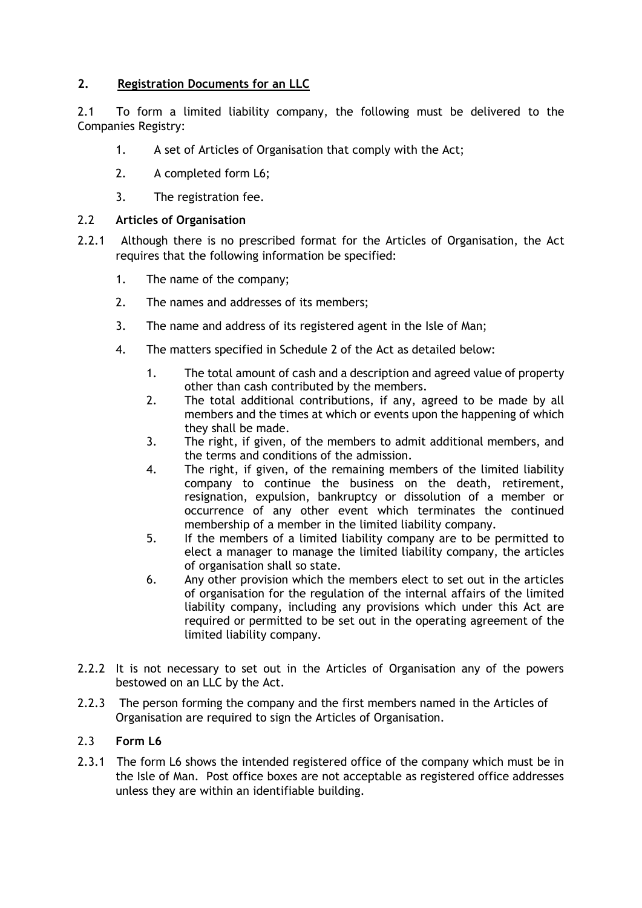## 2. Registration Documents for an LLC

2.1 To form a limited liability company, the following must be delivered to the Companies Registry:

1. A set of Articles of Organisation that comply with the Act;
2. A completed form L6;
3. The registration fee.

### 2.2 Articles of Organisation

2.2.1 Although there is no prescribed format for the Articles of Organisation, the Act requires that the following information be specified:

1. The name of the company;
2. The names and addresses of its members;
3. The name and address of its registered agent in the Isle of Man;
4. The matters specified in Schedule 2 of the Act as detailed below:
    1. The total amount of cash and a description and agreed value of property other than cash contributed by the members.
    2. The total additional contributions, if any, agreed to be made by all members and the times at which or events upon the happening of which they shall be made.
    3. The right, if given, of the members to admit additional members, and the terms and conditions of the admission.
    4. The right, if given, of the remaining members of the limited liability company to continue the business on the death, retirement, resignation, expulsion, bankruptcy or dissolution of a member or occurrence of any other event which terminates the continued membership of a member in the limited liability company.
    5. If the members of a limited liability company are to be permitted to elect a manager to manage the limited liability company, the articles of organisation shall so state.
    6. Any other provision which the members elect to set out in the articles of organisation for the regulation of the internal affairs of the limited liability company, including any provisions which under this Act are required or permitted to be set out in the operating agreement of the limited liability company.

2.2.2 It is not necessary to set out in the Articles of Organisation any of the powers bestowed on an LLC by the Act.

2.2.3 The person forming the company and the first members named in the Articles of Organisation are required to sign the Articles of Organisation.

### 2.3 Form L6

2.3.1 The form L6 shows the intended registered office of the company which must be in the Isle of Man. Post office boxes are not acceptable as registered office addresses unless they are within an identifiable building.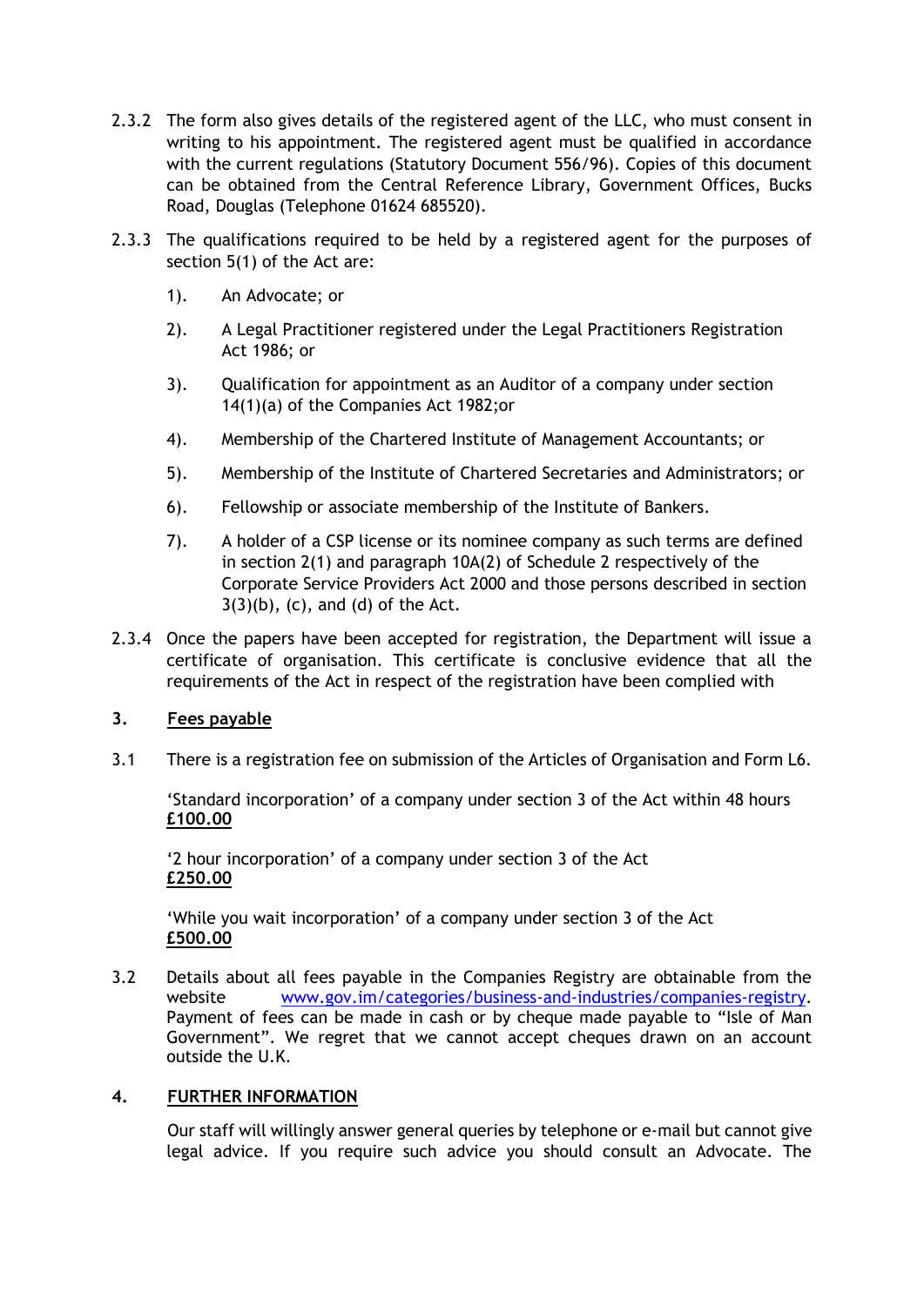2.3.2 The form also gives details of the registered agent of the LLC, who must consent in writing to his appointment. The registered agent must be qualified in accordance with the current regulations (Statutory Document 556/96). Copies of this document can be obtained from the Central Reference Library, Government Offices, Bucks Road, Douglas (Telephone 01624 685520).

2.3.3 The qualifications required to be held by a registered agent for the purposes of section 5(1) of the Act are:

1). An Advocate; or

2). A Legal Practitioner registered under the Legal Practitioners Registration Act 1986; or

3). Qualification for appointment as an Auditor of a company under section 14(1)(a) of the Companies Act 1982;or

4). Membership of the Chartered Institute of Management Accountants; or

5). Membership of the Institute of Chartered Secretaries and Administrators; or

6). Fellowship or associate membership of the Institute of Bankers.

7). A holder of a CSP license or its nominee company as such terms are defined in section 2(1) and paragraph 10A(2) of Schedule 2 respectively of the Corporate Service Providers Act 2000 and those persons described in section 3(3)(b), (c), and (d) of the Act.

2.3.4 Once the papers have been accepted for registration, the Department will issue a certificate of organisation. This certificate is conclusive evidence that all the requirements of the Act in respect of the registration have been complied with

## 3. Fees payable

3.1 There is a registration fee on submission of the Articles of Organisation and Form L6.

'Standard incorporation' of a company under section 3 of the Act within 48 hours
**£100.00**

'2 hour incorporation' of a company under section 3 of the Act
**£250.00**

'While you wait incorporation' of a company under section 3 of the Act
**£500.00**

3.2 Details about all fees payable in the Companies Registry are obtainable from the website www.gov.im/categories/business-and-industries/companies-registry. Payment of fees can be made in cash or by cheque made payable to "Isle of Man Government". We regret that we cannot accept cheques drawn on an account outside the U.K.

## 4. FURTHER INFORMATION

Our staff will willingly answer general queries by telephone or e-mail but cannot give legal advice. If you require such advice you should consult an Advocate. The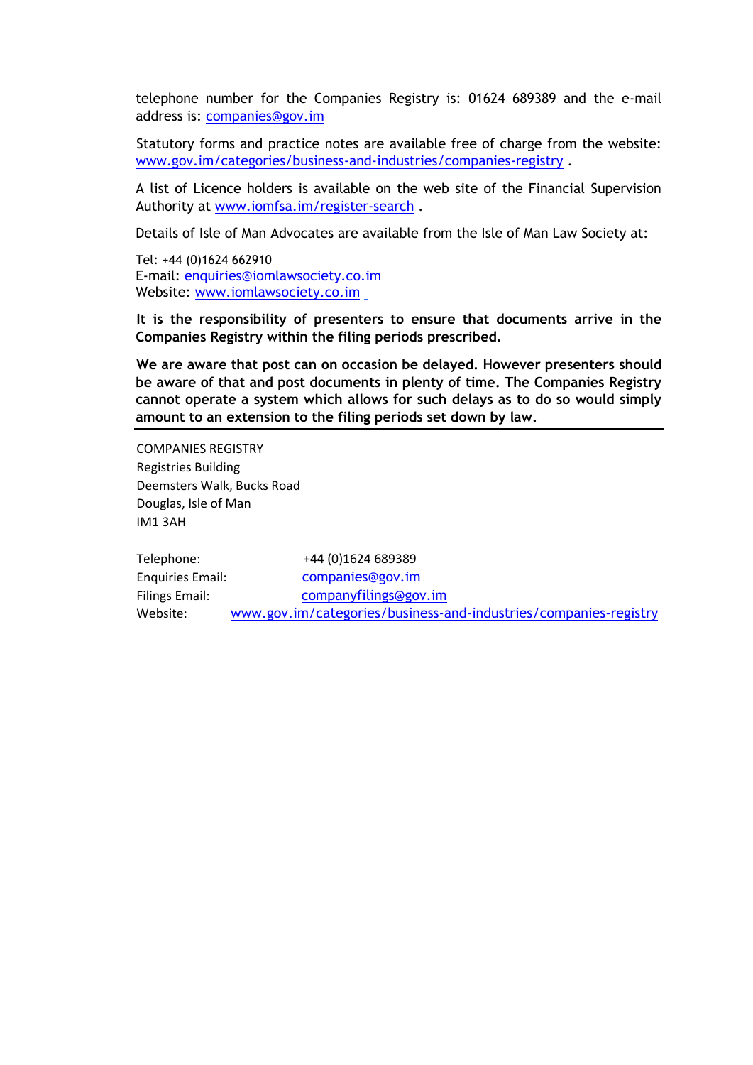telephone number for the Companies Registry is: 01624 689389 and the e-mail address is: companies@gov.im

Statutory forms and practice notes are available free of charge from the website: www.gov.im/categories/business-and-industries/companies-registry .

A list of Licence holders is available on the web site of the Financial Supervision Authority at www.iomfsa.im/register-search .

Details of Isle of Man Advocates are available from the Isle of Man Law Society at:

Tel: +44 (0)1624 662910
E-mail: enquiries@iomlawsociety.co.im
Website: www.iomlawsociety.co.im

**It is the responsibility of presenters to ensure that documents arrive in the Companies Registry within the filing periods prescribed.**

**We are aware that post can on occasion be delayed. However presenters should be aware of that and post documents in plenty of time. The Companies Registry cannot operate a system which allows for such delays as to do so would simply amount to an extension to the filing periods set down by law.**

---

COMPANIES REGISTRY
Registries Building
Deemsters Walk, Bucks Road
Douglas, Isle of Man
IM1 3AH

| | |
|---|---|
| Telephone: | +44 (0)1624 689389 |
| Enquiries Email: | companies@gov.im |
| Filings Email: | companyfilings@gov.im |
| Website: | www.gov.im/categories/business-and-industries/companies-registry |